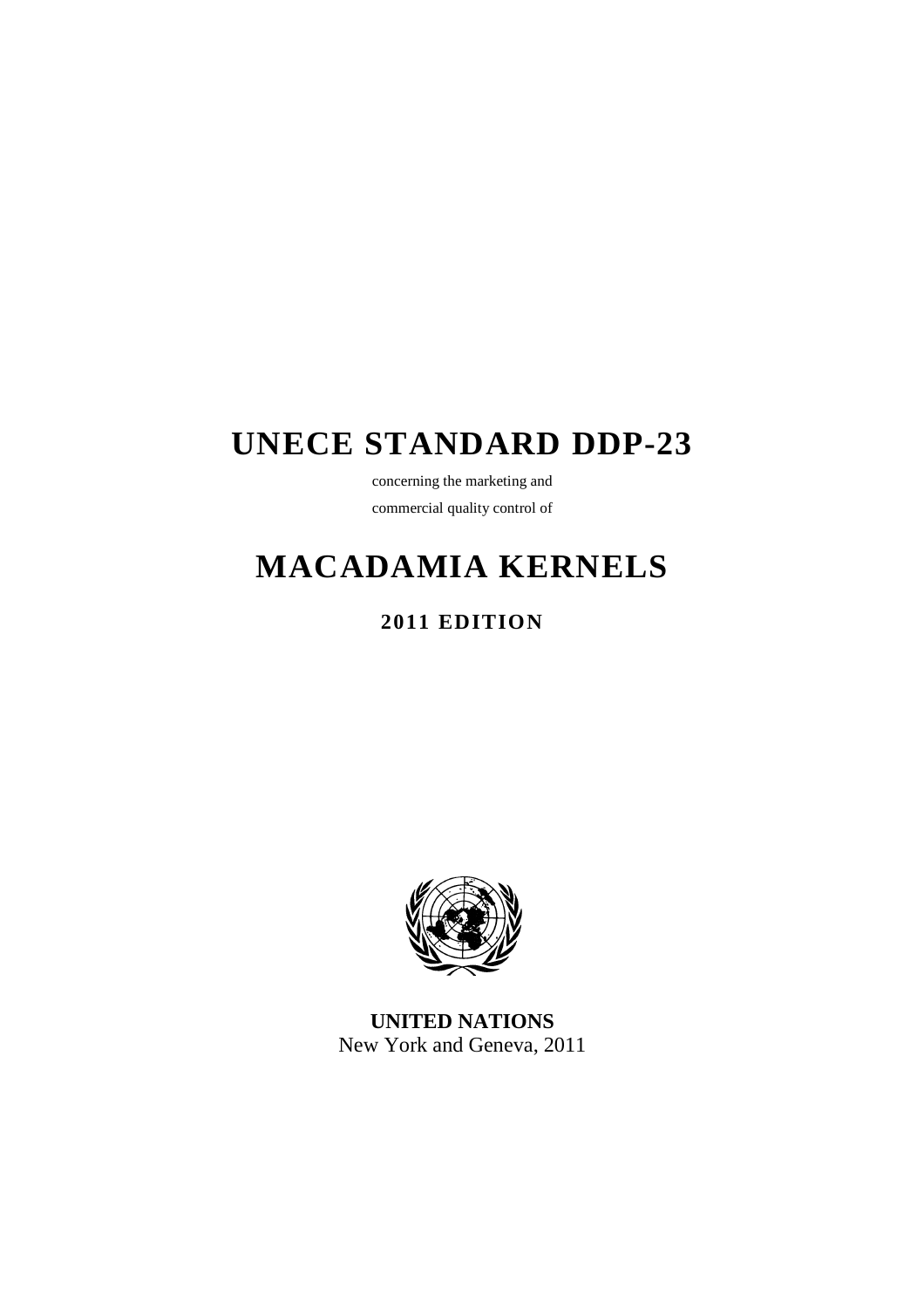# UNECE STANDARD DDP-23

concerning the marketing and

commercial quality control of

# MACADAMIA KERNELS

## 2011 EDITION

**UNITED NATIONS**
New York and Geneva, 2011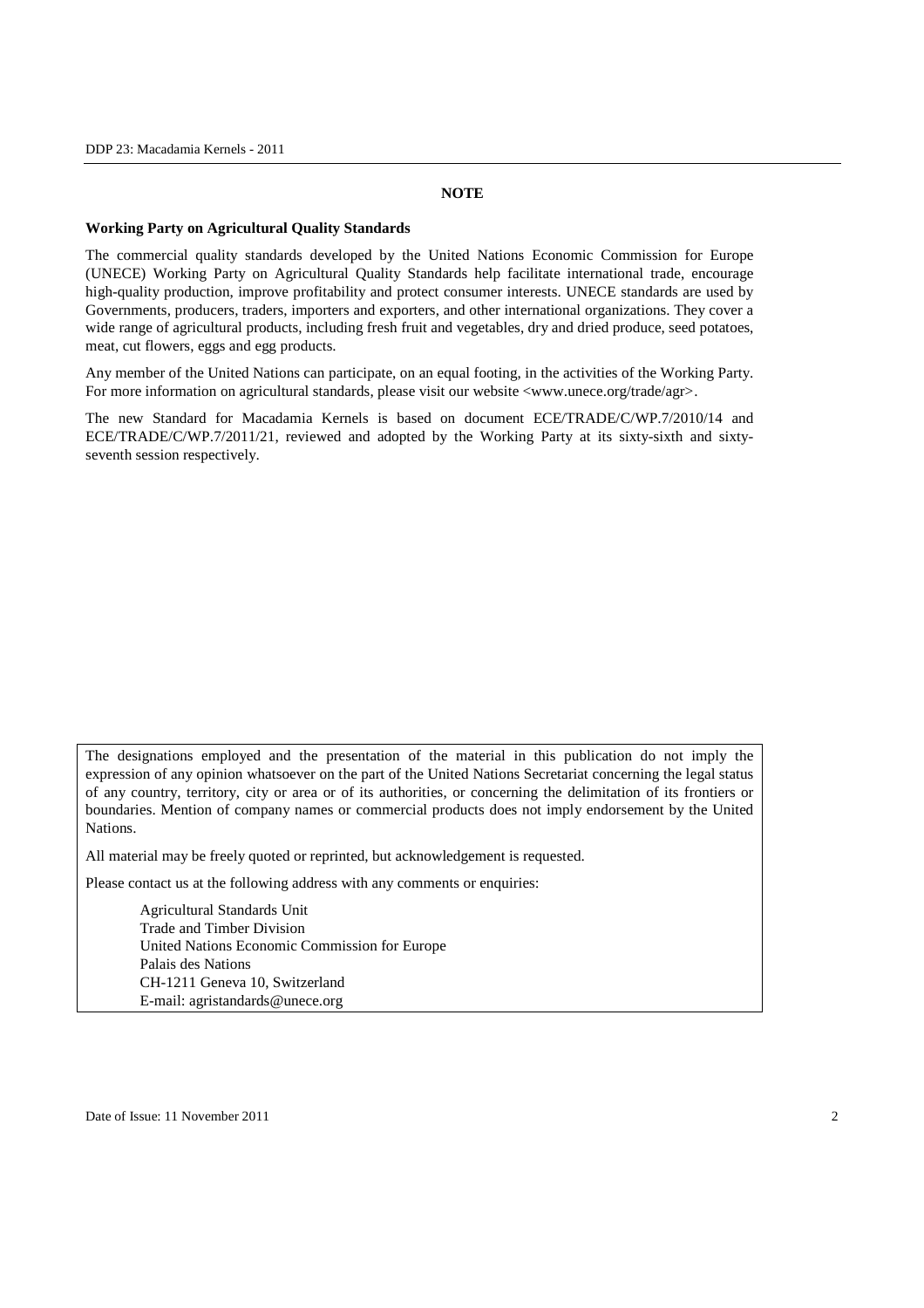## NOTE

**Working Party on Agricultural Quality Standards**

The commercial quality standards developed by the United Nations Economic Commission for Europe (UNECE) Working Party on Agricultural Quality Standards help facilitate international trade, encourage high-quality production, improve profitability and protect consumer interests. UNECE standards are used by Governments, producers, traders, importers and exporters, and other international organizations. They cover a wide range of agricultural products, including fresh fruit and vegetables, dry and dried produce, seed potatoes, meat, cut flowers, eggs and egg products.

Any member of the United Nations can participate, on an equal footing, in the activities of the Working Party. For more information on agricultural standards, please visit our website <www.unece.org/trade/agr>.

The new Standard for Macadamia Kernels is based on document ECE/TRADE/C/WP.7/2010/14 and ECE/TRADE/C/WP.7/2011/21, reviewed and adopted by the Working Party at its sixty-sixth and sixty-seventh session respectively.

The designations employed and the presentation of the material in this publication do not imply the expression of any opinion whatsoever on the part of the United Nations Secretariat concerning the legal status of any country, territory, city or area or of its authorities, or concerning the delimitation of its frontiers or boundaries. Mention of company names or commercial products does not imply endorsement by the United Nations.

All material may be freely quoted or reprinted, but acknowledgement is requested.

Please contact us at the following address with any comments or enquiries:

Agricultural Standards Unit
Trade and Timber Division
United Nations Economic Commission for Europe
Palais des Nations
CH-1211 Geneva 10, Switzerland
E-mail: agristandards@unece.org

Date of Issue: 11 November 2011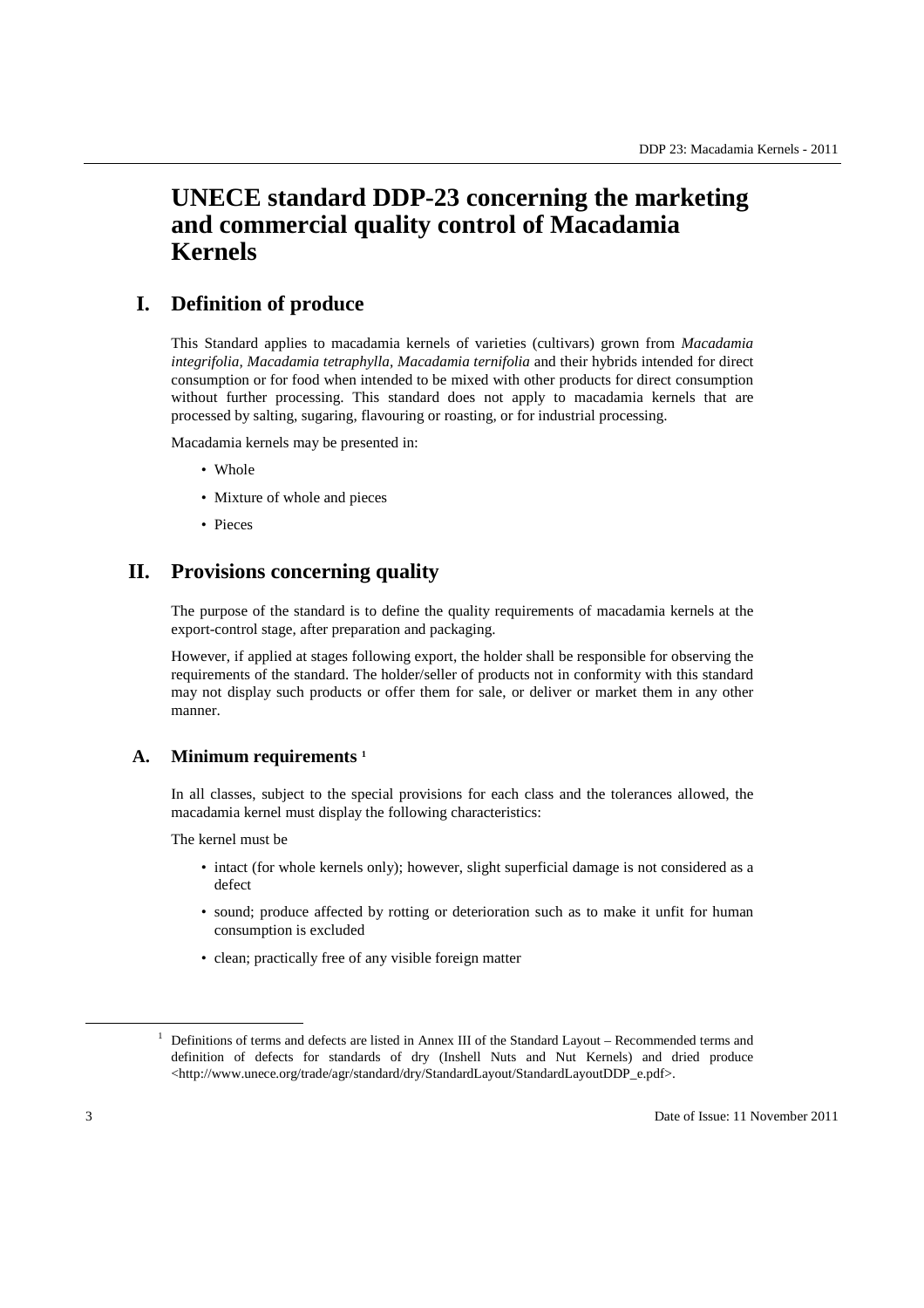# UNECE standard DDP-23 concerning the marketing and commercial quality control of Macadamia Kernels

## I. Definition of produce

This Standard applies to macadamia kernels of varieties (cultivars) grown from *Macadamia integrifolia, Macadamia tetraphylla, Macadamia ternifolia* and their hybrids intended for direct consumption or for food when intended to be mixed with other products for direct consumption without further processing. This standard does not apply to macadamia kernels that are processed by salting, sugaring, flavouring or roasting, or for industrial processing.

Macadamia kernels may be presented in:

- Whole
- Mixture of whole and pieces
- Pieces

## II. Provisions concerning quality

The purpose of the standard is to define the quality requirements of macadamia kernels at the export-control stage, after preparation and packaging.

However, if applied at stages following export, the holder shall be responsible for observing the requirements of the standard. The holder/seller of products not in conformity with this standard may not display such products or offer them for sale, or deliver or market them in any other manner.

### A. Minimum requirements [1]

In all classes, subject to the special provisions for each class and the tolerances allowed, the macadamia kernel must display the following characteristics:

The kernel must be

- intact (for whole kernels only); however, slight superficial damage is not considered as a defect
- sound; produce affected by rotting or deterioration such as to make it unfit for human consumption is excluded
- clean; practically free of any visible foreign matter

[1] Definitions of terms and defects are listed in Annex III of the Standard Layout – Recommended terms and definition of defects for standards of dry (Inshell Nuts and Nut Kernels) and dried produce <http://www.unece.org/trade/agr/standard/dry/StandardLayout/StandardLayoutDDP_e.pdf>.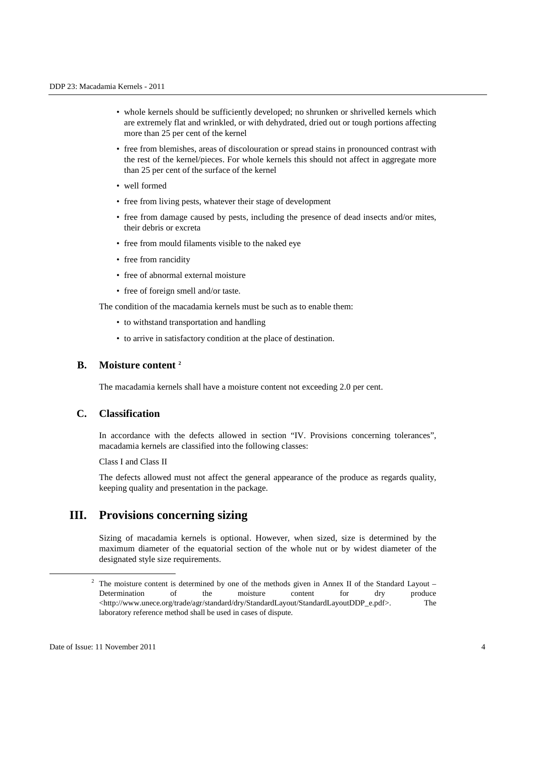- whole kernels should be sufficiently developed; no shrunken or shrivelled kernels which are extremely flat and wrinkled, or with dehydrated, dried out or tough portions affecting more than 25 per cent of the kernel
- free from blemishes, areas of discolouration or spread stains in pronounced contrast with the rest of the kernel/pieces. For whole kernels this should not affect in aggregate more than 25 per cent of the surface of the kernel
- well formed
- free from living pests, whatever their stage of development
- free from damage caused by pests, including the presence of dead insects and/or mites, their debris or excreta
- free from mould filaments visible to the naked eye
- free from rancidity
- free of abnormal external moisture
- free of foreign smell and/or taste.

The condition of the macadamia kernels must be such as to enable them:

- to withstand transportation and handling
- to arrive in satisfactory condition at the place of destination.

### B. Moisture content [2]

The macadamia kernels shall have a moisture content not exceeding 2.0 per cent.

### C. Classification

In accordance with the defects allowed in section "IV. Provisions concerning tolerances", macadamia kernels are classified into the following classes:

Class I and Class II

The defects allowed must not affect the general appearance of the produce as regards quality, keeping quality and presentation in the package.

## III. Provisions concerning sizing

Sizing of macadamia kernels is optional. However, when sized, size is determined by the maximum diameter of the equatorial section of the whole nut or by widest diameter of the designated style size requirements.

---

[2] The moisture content is determined by one of the methods given in Annex II of the Standard Layout – Determination of the moisture content for dry produce <http://www.unece.org/trade/agr/standard/dry/StandardLayout/StandardLayoutDDP_e.pdf>. The laboratory reference method shall be used in cases of dispute.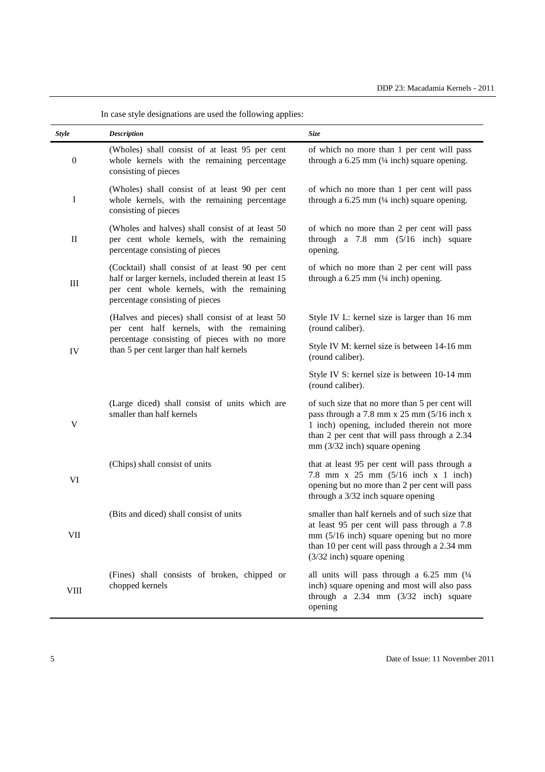In case style designations are used the following applies:

| *Style* | *Description* | *Size* |
|---|---|---|
| 0 | (Wholes) shall consist of at least 95 per cent whole kernels with the remaining percentage consisting of pieces | of which no more than 1 per cent will pass through a 6.25 mm (¼ inch) square opening. |
| I | (Wholes) shall consist of at least 90 per cent whole kernels, with the remaining percentage consisting of pieces | of which no more than 1 per cent will pass through a 6.25 mm (¼ inch) square opening. |
| II | (Wholes and halves) shall consist of at least 50 per cent whole kernels, with the remaining percentage consisting of pieces | of which no more than 2 per cent will pass through a 7.8 mm (5/16 inch) square opening. |
| III | (Cocktail) shall consist of at least 90 per cent half or larger kernels, included therein at least 15 per cent whole kernels, with the remaining percentage consisting of pieces | of which no more than 2 per cent will pass through a 6.25 mm (¼ inch) opening. |
| IV | (Halves and pieces) shall consist of at least 50 per cent half kernels, with the remaining percentage consisting of pieces with no more than 5 per cent larger than half kernels | Style IV L: kernel size is larger than 16 mm (round caliber).<br>Style IV M: kernel size is between 14-16 mm (round caliber).<br>Style IV S: kernel size is between 10-14 mm (round caliber). |
| V | (Large diced) shall consist of units which are smaller than half kernels | of such size that no more than 5 per cent will pass through a 7.8 mm x 25 mm (5/16 inch x 1 inch) opening, included therein not more than 2 per cent that will pass through a 2.34 mm (3/32 inch) square opening |
| VI | (Chips) shall consist of units | that at least 95 per cent will pass through a 7.8 mm x 25 mm (5/16 inch x 1 inch) opening but no more than 2 per cent will pass through a 3/32 inch square opening |
| VII | (Bits and diced) shall consist of units | smaller than half kernels and of such size that at least 95 per cent will pass through a 7.8 mm (5/16 inch) square opening but no more than 10 per cent will pass through a 2.34 mm (3/32 inch) square opening |
| VIII | (Fines) shall consists of broken, chipped or chopped kernels | all units will pass through a 6.25 mm (¼ inch) square opening and most will also pass through a 2.34 mm (3/32 inch) square opening |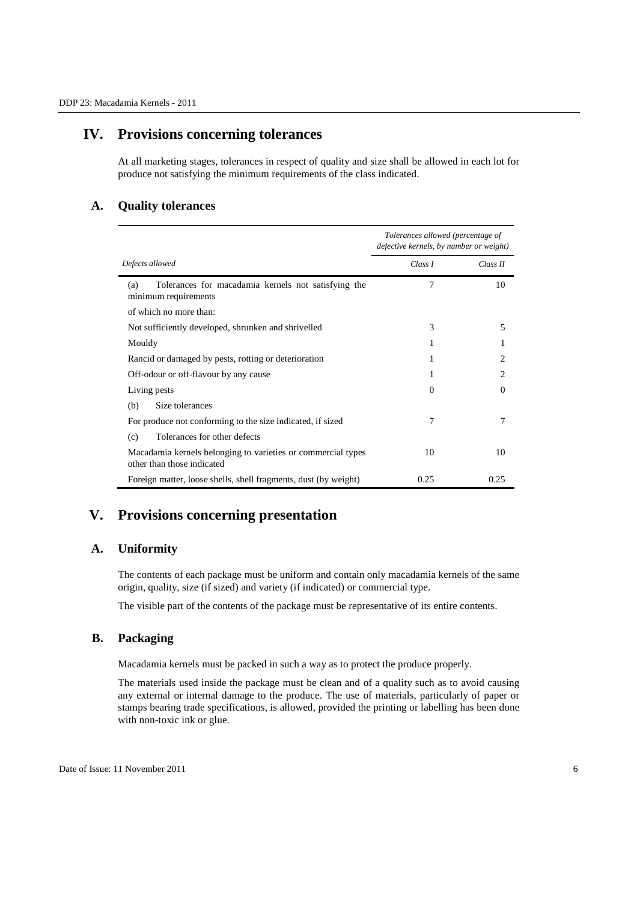## IV. Provisions concerning tolerances

At all marketing stages, tolerances in respect of quality and size shall be allowed in each lot for produce not satisfying the minimum requirements of the class indicated.

### A. Quality tolerances

| | *Tolerances allowed (percentage of defective kernels, by number or weight)* | |
|---|---|---|
| *Defects allowed* | *Class I* | *Class II* |
| (a) Tolerances for macadamia kernels not satisfying the minimum requirements | 7 | 10 |
| of which no more than: | | |
| Not sufficiently developed, shrunken and shrivelled | 3 | 5 |
| Mouldy | 1 | 1 |
| Rancid or damaged by pests, rotting or deterioration | 1 | 2 |
| Off-odour or off-flavour by any cause | 1 | 2 |
| Living pests | 0 | 0 |
| (b) Size tolerances | | |
| For produce not conforming to the size indicated, if sized | 7 | 7 |
| (c) Tolerances for other defects | | |
| Macadamia kernels belonging to varieties or commercial types other than those indicated | 10 | 10 |
| Foreign matter, loose shells, shell fragments, dust (by weight) | 0.25 | 0.25 |

## V. Provisions concerning presentation

### A. Uniformity

The contents of each package must be uniform and contain only macadamia kernels of the same origin, quality, size (if sized) and variety (if indicated) or commercial type.

The visible part of the contents of the package must be representative of its entire contents.

### B. Packaging

Macadamia kernels must be packed in such a way as to protect the produce properly.

The materials used inside the package must be clean and of a quality such as to avoid causing any external or internal damage to the produce. The use of materials, particularly of paper or stamps bearing trade specifications, is allowed, provided the printing or labelling has been done with non-toxic ink or glue.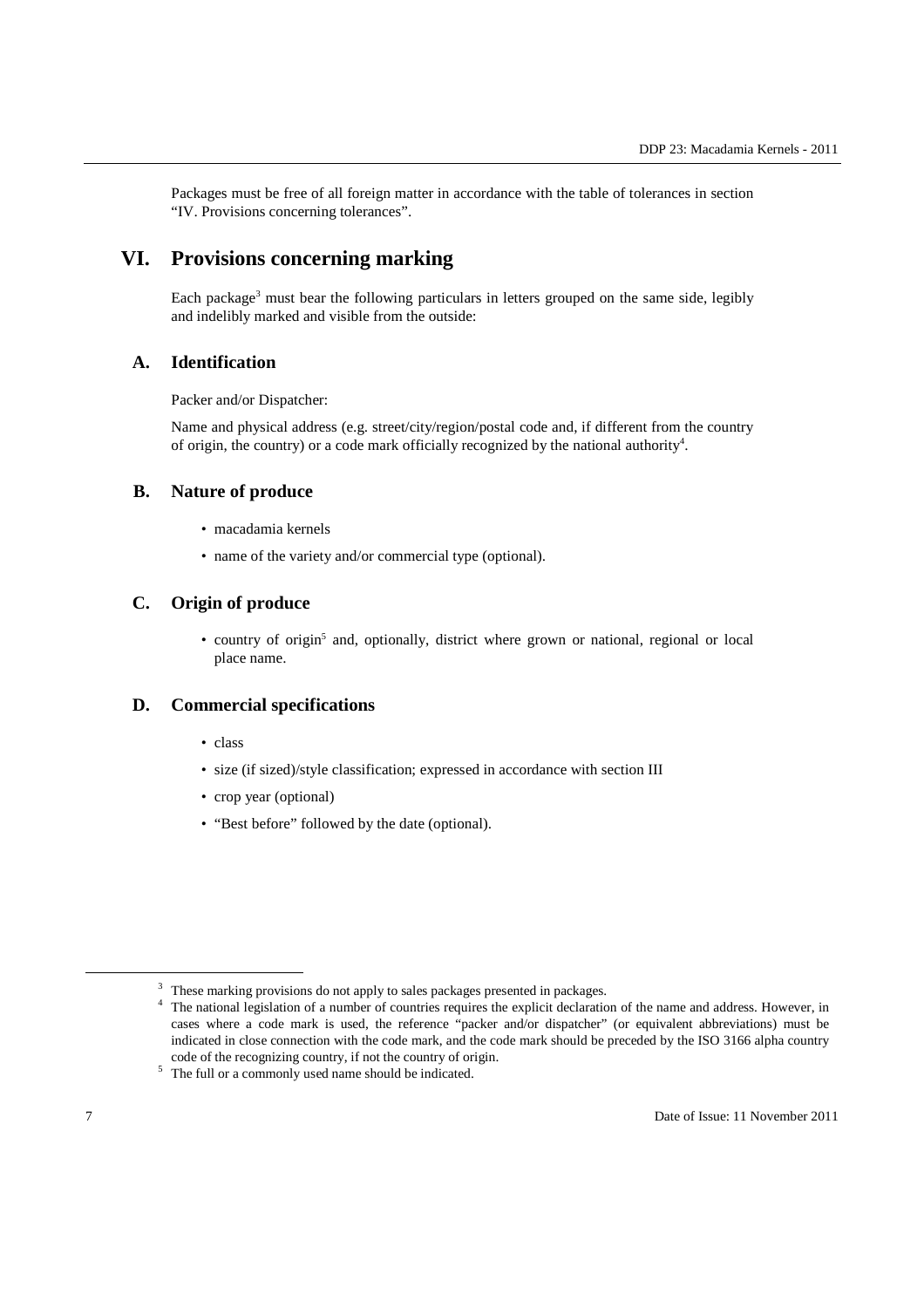Packages must be free of all foreign matter in accordance with the table of tolerances in section “IV. Provisions concerning tolerances”.

# VI. Provisions concerning marking

Each package[3] must bear the following particulars in letters grouped on the same side, legibly and indelibly marked and visible from the outside:

## A. Identification

Packer and/or Dispatcher:

Name and physical address (e.g. street/city/region/postal code and, if different from the country of origin, the country) or a code mark officially recognized by the national authority[4].

## B. Nature of produce

- macadamia kernels
- name of the variety and/or commercial type (optional).

## C. Origin of produce

- country of origin[5] and, optionally, district where grown or national, regional or local place name.

## D. Commercial specifications

- class
- size (if sized)/style classification; expressed in accordance with section III
- crop year (optional)
- “Best before” followed by the date (optional).

---

[3] These marking provisions do not apply to sales packages presented in packages.

[4] The national legislation of a number of countries requires the explicit declaration of the name and address. However, in cases where a code mark is used, the reference “packer and/or dispatcher” (or equivalent abbreviations) must be indicated in close connection with the code mark, and the code mark should be preceded by the ISO 3166 alpha country code of the recognizing country, if not the country of origin.

[5] The full or a commonly used name should be indicated.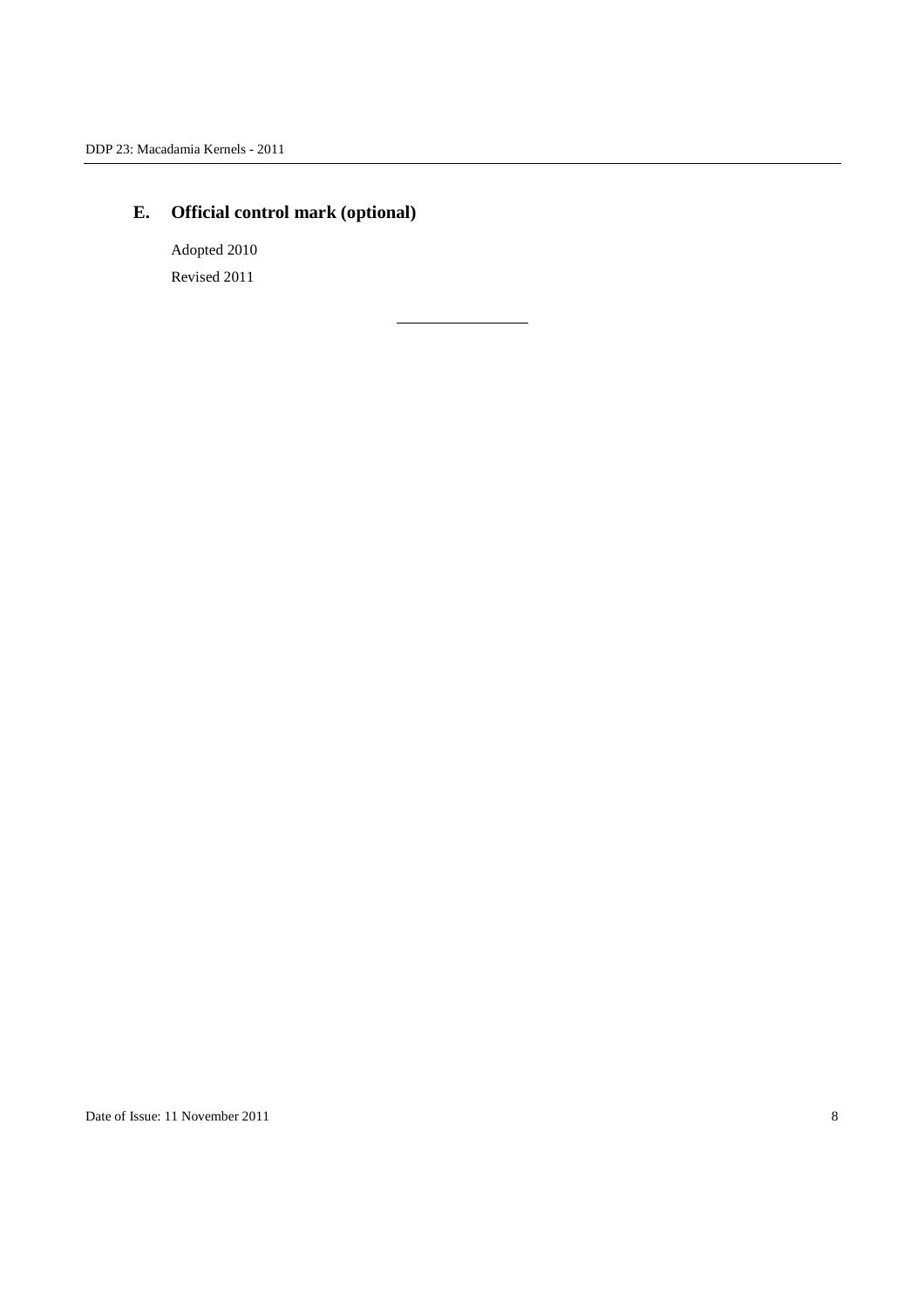## E. Official control mark (optional)

Adopted 2010

Revised 2011

---